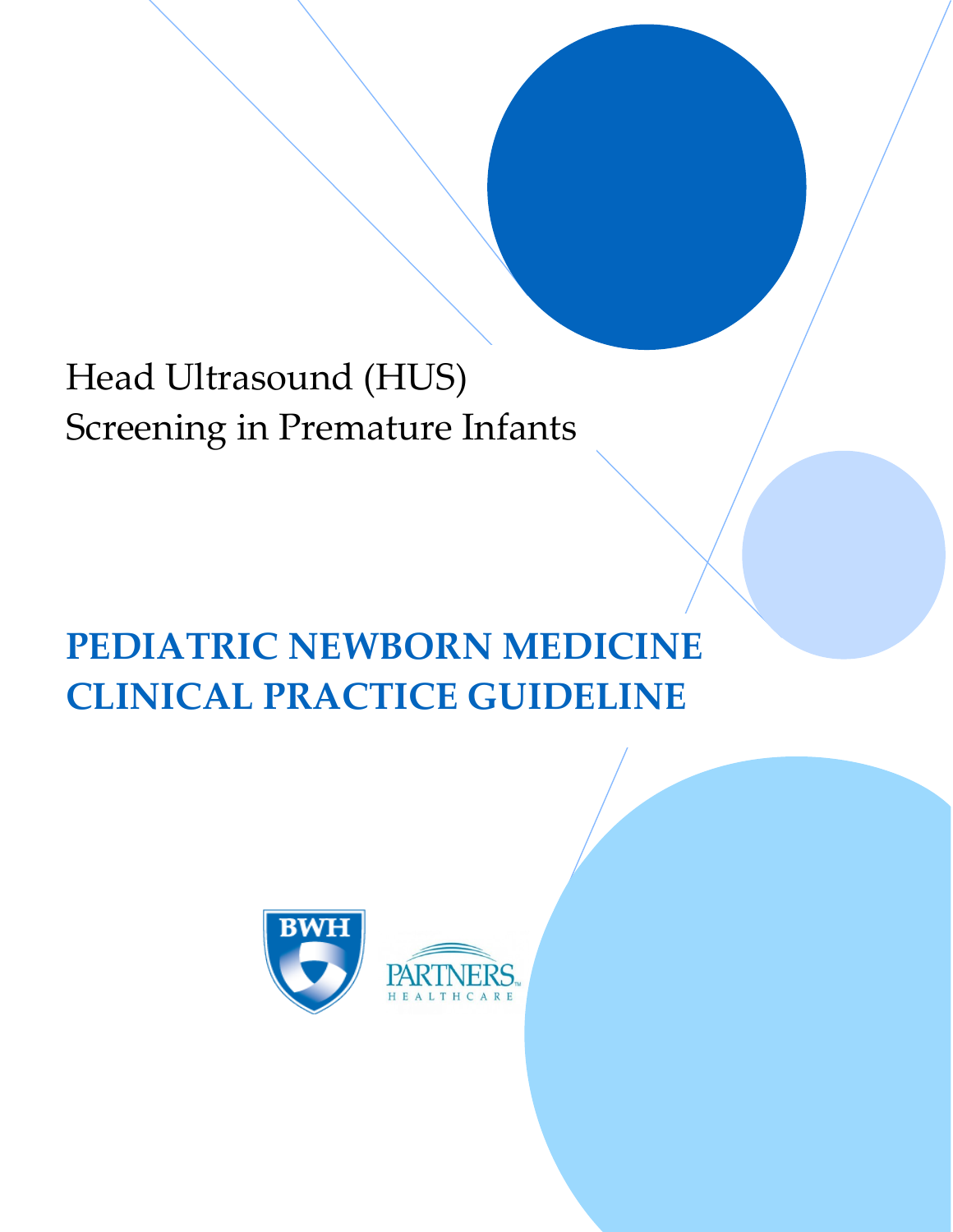# Head Ultrasound (HUS) Screening in Premature Infants

## PEDIATRIC NEWBORN MEDICINE CLINICAL PRACTICE GUIDELINE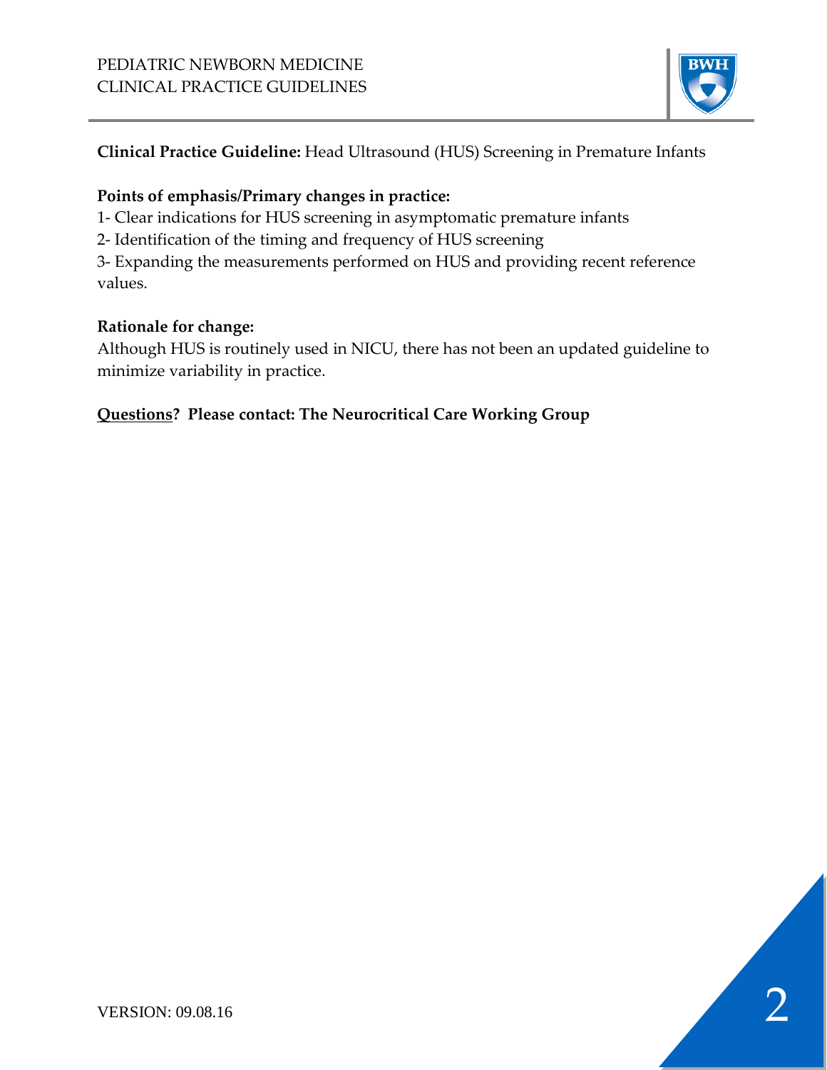**Clinical Practice Guideline:** Head Ultrasound (HUS) Screening in Premature Infants

**Points of emphasis/Primary changes in practice:**

1- Clear indications for HUS screening in asymptomatic premature infants

2- Identification of the timing and frequency of HUS screening

3- Expanding the measurements performed on HUS and providing recent reference values.

**Rationale for change:**

Although HUS is routinely used in NICU, there has not been an updated guideline to minimize variability in practice.

**Questions? Please contact: The Neurocritical Care Working Group**

VERSION: 09.08.16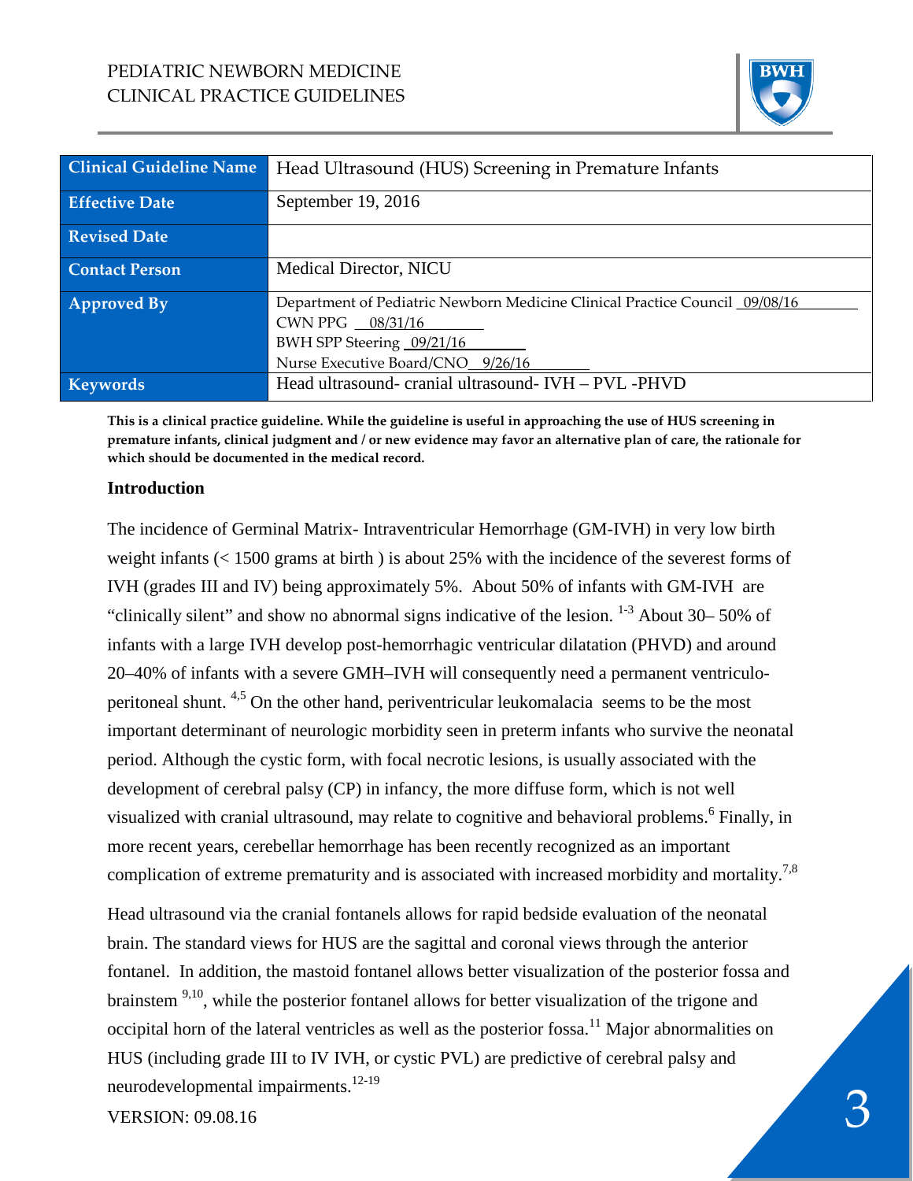PEDIATRIC NEWBORN MEDICINE
CLINICAL PRACTICE GUIDELINES

| Clinical Guideline Name | Head Ultrasound (HUS) Screening in Premature Infants |
| --- | --- |
| Effective Date | September 19, 2016 |
| Revised Date | |
| Contact Person | Medical Director, NICU |
| Approved By | Department of Pediatric Newborn Medicine Clinical Practice Council 09/08/16<br>CWN PPG 08/31/16<br>BWH SPP Steering 09/21/16<br>Nurse Executive Board/CNO 9/26/16 |
| Keywords | Head ultrasound- cranial ultrasound- IVH – PVL -PHVD |

**This is a clinical practice guideline. While the guideline is useful in approaching the use of HUS screening in premature infants, clinical judgment and / or new evidence may favor an alternative plan of care, the rationale for which should be documented in the medical record.**

## Introduction

The incidence of Germinal Matrix- Intraventricular Hemorrhage (GM-IVH) in very low birth weight infants (< 1500 grams at birth ) is about 25% with the incidence of the severest forms of IVH (grades III and IV) being approximately 5%. About 50% of infants with GM-IVH are "clinically silent" and show no abnormal signs indicative of the lesion. [1-3] About 30– 50% of infants with a large IVH develop post-hemorrhagic ventricular dilatation (PHVD) and around 20–40% of infants with a severe GMH–IVH will consequently need a permanent ventriculo-peritoneal shunt. [4,5] On the other hand, periventricular leukomalacia seems to be the most important determinant of neurologic morbidity seen in preterm infants who survive the neonatal period. Although the cystic form, with focal necrotic lesions, is usually associated with the development of cerebral palsy (CP) in infancy, the more diffuse form, which is not well visualized with cranial ultrasound, may relate to cognitive and behavioral problems.[6] Finally, in more recent years, cerebellar hemorrhage has been recently recognized as an important complication of extreme prematurity and is associated with increased morbidity and mortality.[7,8]

Head ultrasound via the cranial fontanels allows for rapid bedside evaluation of the neonatal brain. The standard views for HUS are the sagittal and coronal views through the anterior fontanel. In addition, the mastoid fontanel allows better visualization of the posterior fossa and brainstem [9,10], while the posterior fontanel allows for better visualization of the trigone and occipital horn of the lateral ventricles as well as the posterior fossa.[11] Major abnormalities on HUS (including grade III to IV IVH, or cystic PVL) are predictive of cerebral palsy and neurodevelopmental impairments.[12-19]

VERSION: 09.08.16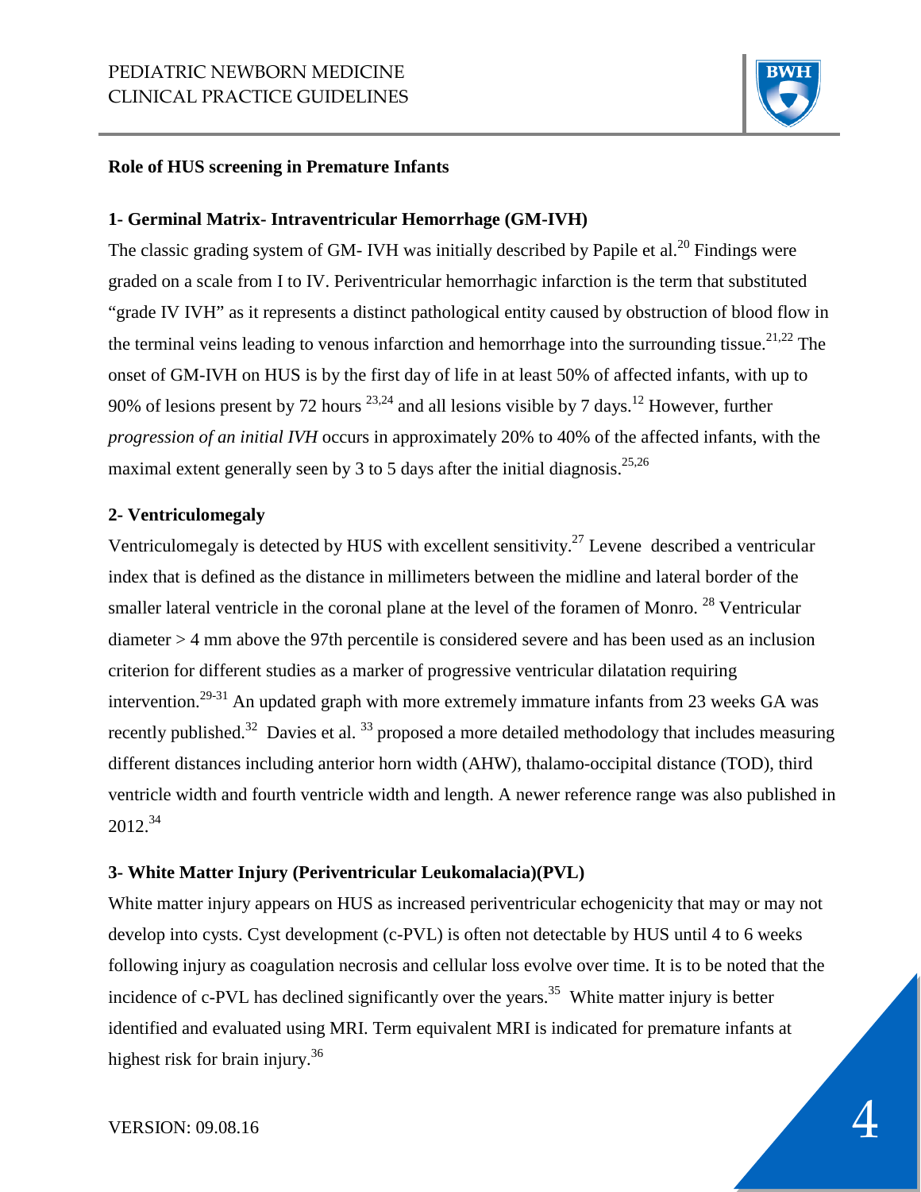**Role of HUS screening in Premature Infants**

**1- Germinal Matrix- Intraventricular Hemorrhage (GM-IVH)**

The classic grading system of GM- IVH was initially described by Papile et al.[20] Findings were graded on a scale from I to IV. Periventricular hemorrhagic infarction is the term that substituted "grade IV IVH" as it represents a distinct pathological entity caused by obstruction of blood flow in the terminal veins leading to venous infarction and hemorrhage into the surrounding tissue.[21,22] The onset of GM-IVH on HUS is by the first day of life in at least 50% of affected infants, with up to 90% of lesions present by 72 hours [23,24] and all lesions visible by 7 days.[12] However, further *progression of an initial IVH* occurs in approximately 20% to 40% of the affected infants, with the maximal extent generally seen by 3 to 5 days after the initial diagnosis.[25,26]

**2- Ventriculomegaly**

Ventriculomegaly is detected by HUS with excellent sensitivity.[27] Levene described a ventricular index that is defined as the distance in millimeters between the midline and lateral border of the smaller lateral ventricle in the coronal plane at the level of the foramen of Monro. [28] Ventricular diameter > 4 mm above the 97th percentile is considered severe and has been used as an inclusion criterion for different studies as a marker of progressive ventricular dilatation requiring intervention.[29-31] An updated graph with more extremely immature infants from 23 weeks GA was recently published.[32] Davies et al. [33] proposed a more detailed methodology that includes measuring different distances including anterior horn width (AHW), thalamo-occipital distance (TOD), third ventricle width and fourth ventricle width and length. A newer reference range was also published in 2012.[34]

**3- White Matter Injury (Periventricular Leukomalacia)(PVL)**

White matter injury appears on HUS as increased periventricular echogenicity that may or may not develop into cysts. Cyst development (c-PVL) is often not detectable by HUS until 4 to 6 weeks following injury as coagulation necrosis and cellular loss evolve over time. It is to be noted that the incidence of c-PVL has declined significantly over the years.[35] White matter injury is better identified and evaluated using MRI. Term equivalent MRI is indicated for premature infants at highest risk for brain injury.[36]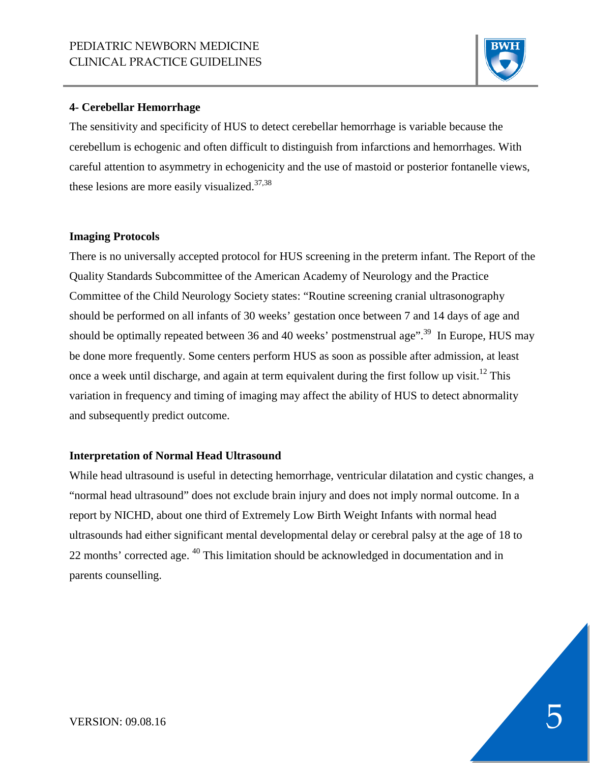**4- Cerebellar Hemorrhage**

The sensitivity and specificity of HUS to detect cerebellar hemorrhage is variable because the cerebellum is echogenic and often difficult to distinguish from infarctions and hemorrhages. With careful attention to asymmetry in echogenicity and the use of mastoid or posterior fontanelle views, these lesions are more easily visualized.[37,38]

**Imaging Protocols**

There is no universally accepted protocol for HUS screening in the preterm infant. The Report of the Quality Standards Subcommittee of the American Academy of Neurology and the Practice Committee of the Child Neurology Society states: “Routine screening cranial ultrasonography should be performed on all infants of 30 weeks’ gestation once between 7 and 14 days of age and should be optimally repeated between 36 and 40 weeks’ postmenstrual age”.[39] In Europe, HUS may be done more frequently. Some centers perform HUS as soon as possible after admission, at least once a week until discharge, and again at term equivalent during the first follow up visit.[12] This variation in frequency and timing of imaging may affect the ability of HUS to detect abnormality and subsequently predict outcome.

**Interpretation of Normal Head Ultrasound**

While head ultrasound is useful in detecting hemorrhage, ventricular dilatation and cystic changes, a “normal head ultrasound” does not exclude brain injury and does not imply normal outcome. In a report by NICHD, about one third of Extremely Low Birth Weight Infants with normal head ultrasounds had either significant mental developmental delay or cerebral palsy at the age of 18 to 22 months’ corrected age. [40] This limitation should be acknowledged in documentation and in parents counselling.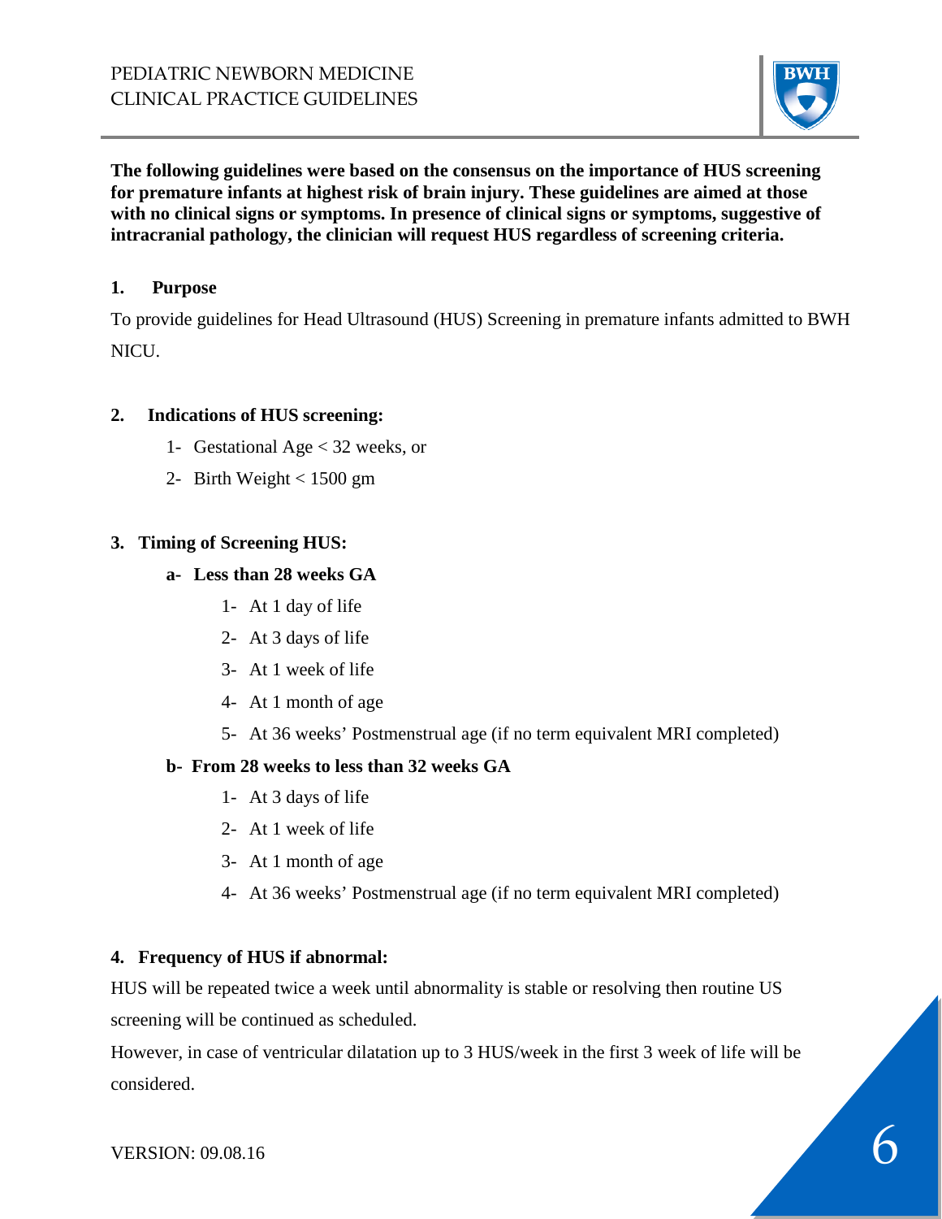**The following guidelines were based on the consensus on the importance of HUS screening for premature infants at highest risk of brain injury. These guidelines are aimed at those with no clinical signs or symptoms. In presence of clinical signs or symptoms, suggestive of intracranial pathology, the clinician will request HUS regardless of screening criteria.**

## 1. Purpose

To provide guidelines for Head Ultrasound (HUS) Screening in premature infants admitted to BWH NICU.

## 2. Indications of HUS screening:

1- Gestational Age < 32 weeks, or

2- Birth Weight < 1500 gm

## 3. Timing of Screening HUS:

### a- Less than 28 weeks GA

1- At 1 day of life

2- At 3 days of life

3- At 1 week of life

4- At 1 month of age

5- At 36 weeks' Postmenstrual age (if no term equivalent MRI completed)

### b- From 28 weeks to less than 32 weeks GA

1- At 3 days of life

2- At 1 week of life

3- At 1 month of age

4- At 36 weeks' Postmenstrual age (if no term equivalent MRI completed)

## 4. Frequency of HUS if abnormal:

HUS will be repeated twice a week until abnormality is stable or resolving then routine US screening will be continued as scheduled.

However, in case of ventricular dilatation up to 3 HUS/week in the first 3 week of life will be considered.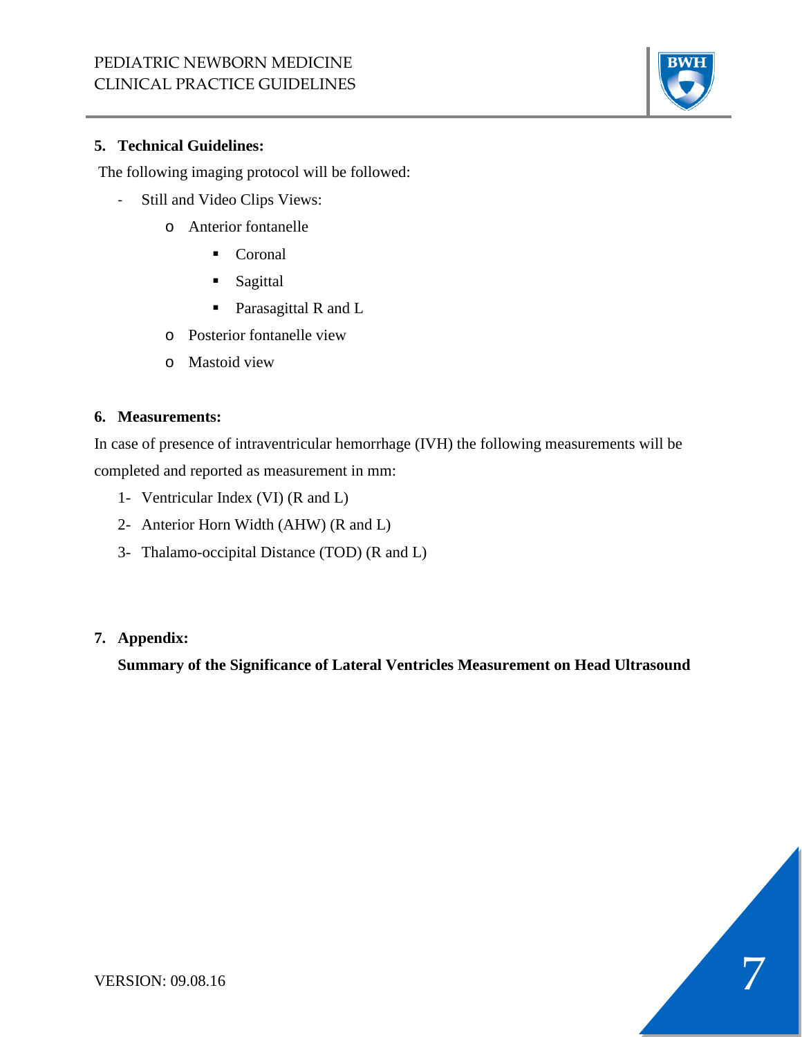## 5. Technical Guidelines:

The following imaging protocol will be followed:

- Still and Video Clips Views:
  - Anterior fontanelle
    - Coronal
    - Sagittal
    - Parasagittal R and L
  - Posterior fontanelle view
  - Mastoid view

## 6. Measurements:

In case of presence of intraventricular hemorrhage (IVH) the following measurements will be completed and reported as measurement in mm:

1- Ventricular Index (VI) (R and L)
2- Anterior Horn Width (AHW) (R and L)
3- Thalamo-occipital Distance (TOD) (R and L)

## 7. Appendix:

**Summary of the Significance of Lateral Ventricles Measurement on Head Ultrasound**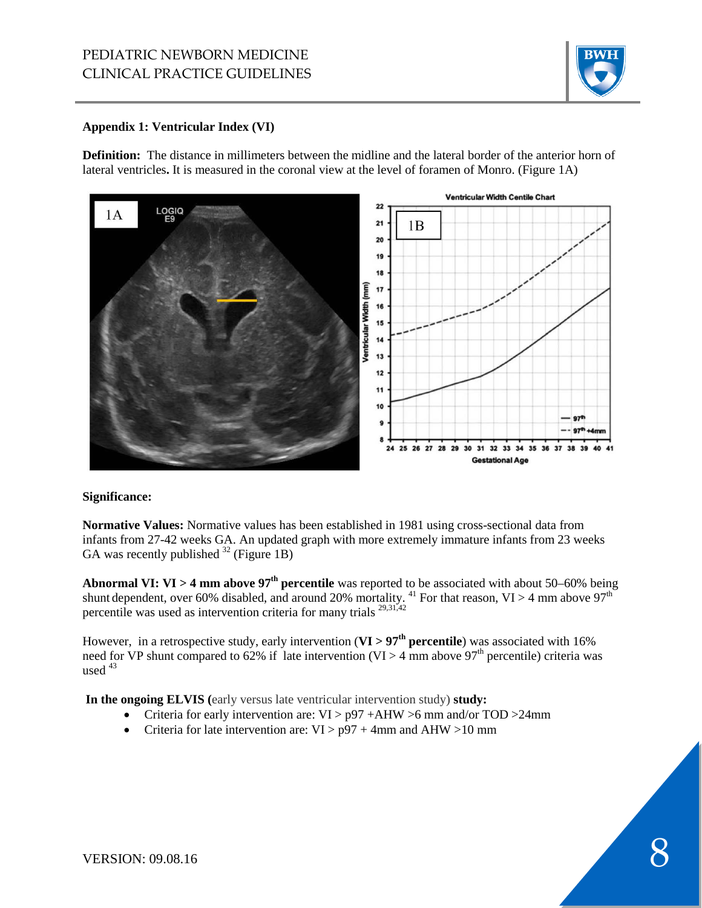**Appendix 1: Ventricular Index (VI)**

**Definition:** The distance in millimeters between the midline and the lateral border of the anterior horn of lateral ventricles**.** It is measured in the coronal view at the level of foramen of Monro. (Figure 1A)

**Significance:**

**Normative Values:** Normative values has been established in 1981 using cross-sectional data from infants from 27-42 weeks GA. An updated graph with more extremely immature infants from 23 weeks GA was recently published [32] (Figure 1B)

**Abnormal VI: VI > 4 mm above 97th percentile** was reported to be associated with about 50–60% being shunt dependent, over 60% disabled, and around 20% mortality. [41] For that reason, VI > 4 mm above 97th percentile was used as intervention criteria for many trials [29,31,42]

However, in a retrospective study, early intervention (**VI > 97th percentile**) was associated with 16% need for VP shunt compared to 62% if late intervention (VI > 4 mm above 97th percentile) criteria was used [43]

**In the ongoing ELVIS (**early versus late ventricular intervention study) **study:**

- Criteria for early intervention are: VI > p97 +AHW >6 mm and/or TOD >24mm
- Criteria for late intervention are: VI > p97 + 4mm and AHW >10 mm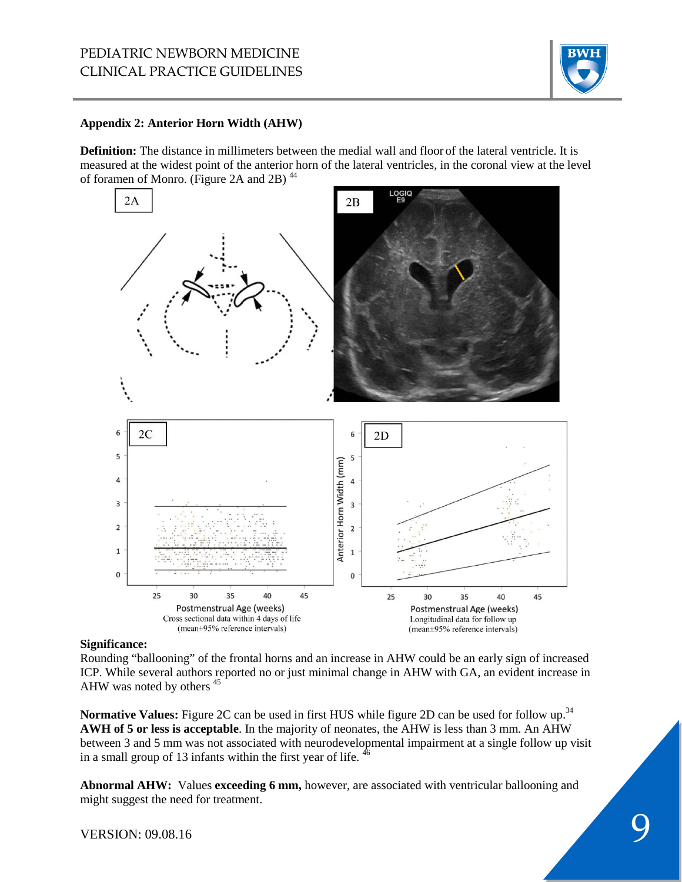**Appendix 2: Anterior Horn Width (AHW)**

**Definition:** The distance in millimeters between the medial wall and floor of the lateral ventricle. It is measured at the widest point of the anterior horn of the lateral ventricles, in the coronal view at the level of foramen of Monro. (Figure 2A and 2B) [44]

2A

2B

2C

2D

Postmenstrual Age (weeks)
Cross sectional data within 4 days of life
(mean±95% reference intervals)

Postmenstrual Age (weeks)
Longitudinal data for follow up
(mean±95% reference intervals)

**Significance:**
Rounding "ballooning" of the frontal horns and an increase in AHW could be an early sign of increased ICP. While several authors reported no or just minimal change in AHW with GA, an evident increase in AHW was noted by others [45]

**Normative Values:** Figure 2C can be used in first HUS while figure 2D can be used for follow up.[34] **AWH of 5 or less is acceptable**. In the majority of neonates, the AHW is less than 3 mm. An AHW between 3 and 5 mm was not associated with neurodevelopmental impairment at a single follow up visit in a small group of 13 infants within the first year of life. [46]

**Abnormal AHW:** Values **exceeding 6 mm,** however, are associated with ventricular ballooning and might suggest the need for treatment.

VERSION: 09.08.16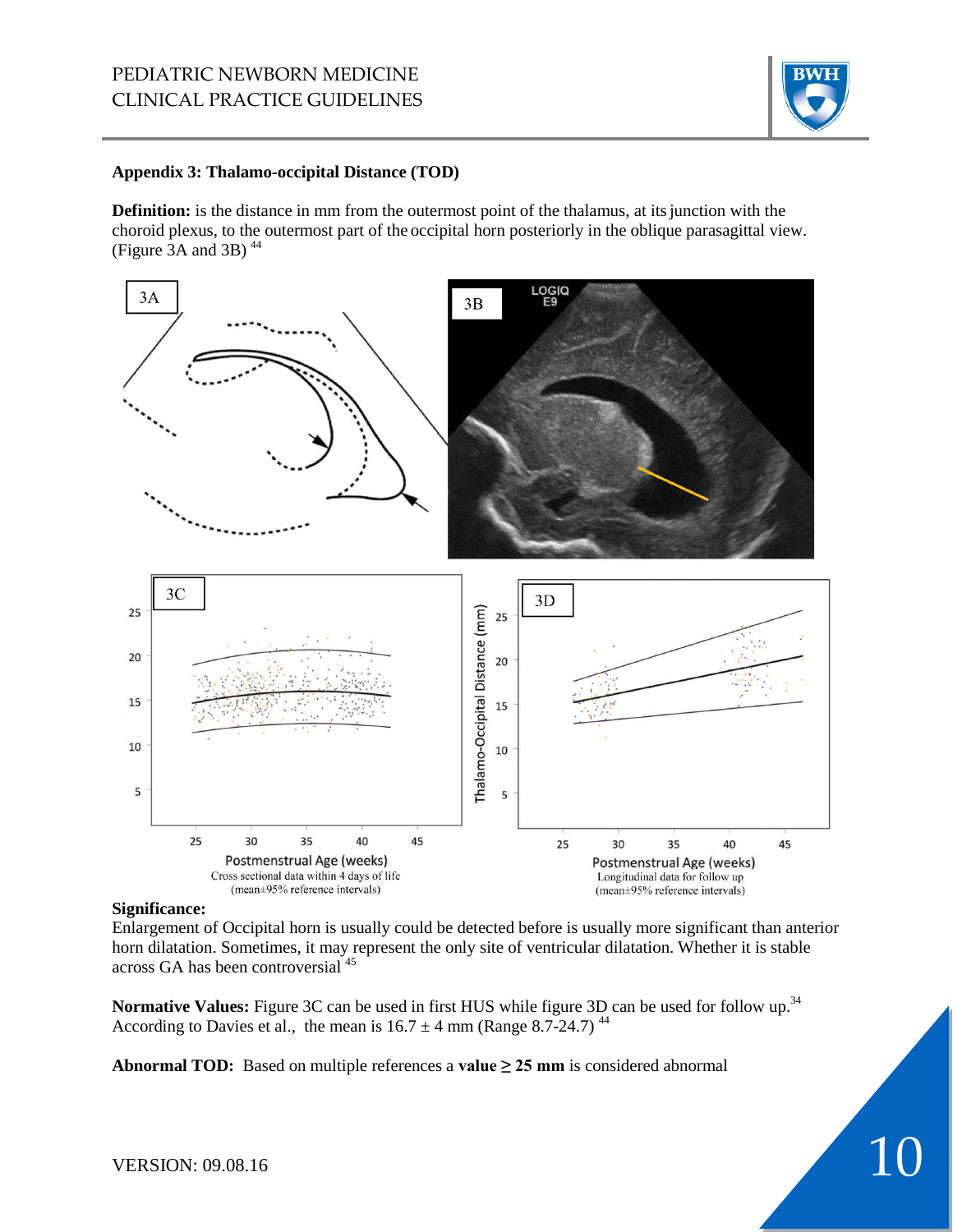**Appendix 3: Thalamo-occipital Distance (TOD)**

**Definition:** is the distance in mm from the outermost point of the thalamus, at its junction with the choroid plexus, to the outermost part of the occipital horn posteriorly in the oblique parasagittal view. (Figure 3A and 3B) [44]

3A

3B

3C

Postmenstrual Age (weeks)
Cross sectional data within 4 days of life
(mean±95% reference intervals)

3D

Thalamo-Occipital Distance (mm)

Postmenstrual Age (weeks)
Longitudinal data for follow up
(mean±95% reference intervals)

**Significance:**
Enlargement of Occipital horn is usually could be detected before is usually more significant than anterior horn dilatation. Sometimes, it may represent the only site of ventricular dilatation. Whether it is stable across GA has been controversial [45]

**Normative Values:** Figure 3C can be used in first HUS while figure 3D can be used for follow up.[34] According to Davies et al., the mean is 16.7 ± 4 mm (Range 8.7-24.7) [44]

**Abnormal TOD:** Based on multiple references a **value ≥ 25 mm** is considered abnormal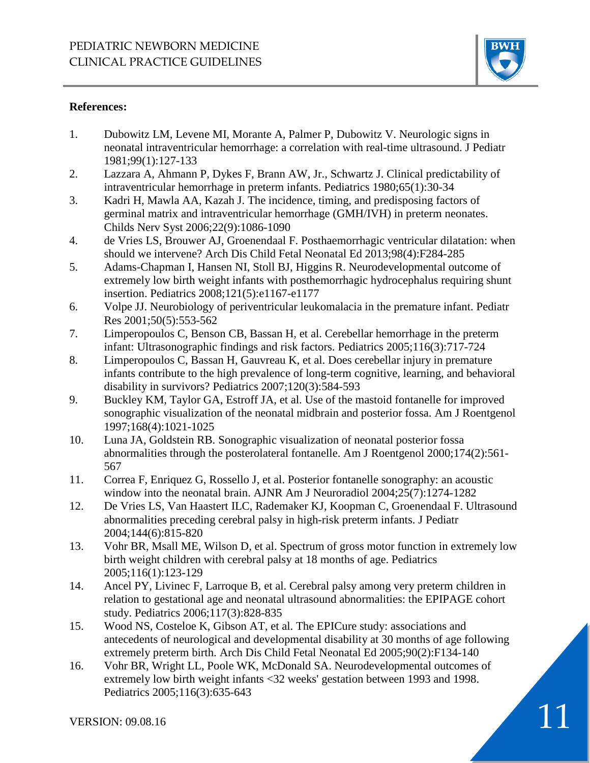**References:**

1. Dubowitz LM, Levene MI, Morante A, Palmer P, Dubowitz V. Neurologic signs in neonatal intraventricular hemorrhage: a correlation with real-time ultrasound. J Pediatr 1981;99(1):127-133
2. Lazzara A, Ahmann P, Dykes F, Brann AW, Jr., Schwartz J. Clinical predictability of intraventricular hemorrhage in preterm infants. Pediatrics 1980;65(1):30-34
3. Kadri H, Mawla AA, Kazah J. The incidence, timing, and predisposing factors of germinal matrix and intraventricular hemorrhage (GMH/IVH) in preterm neonates. Childs Nerv Syst 2006;22(9):1086-1090
4. de Vries LS, Brouwer AJ, Groenendaal F. Posthaemorrhagic ventricular dilatation: when should we intervene? Arch Dis Child Fetal Neonatal Ed 2013;98(4):F284-285
5. Adams-Chapman I, Hansen NI, Stoll BJ, Higgins R. Neurodevelopmental outcome of extremely low birth weight infants with posthemorrhagic hydrocephalus requiring shunt insertion. Pediatrics 2008;121(5):e1167-e1177
6. Volpe JJ. Neurobiology of periventricular leukomalacia in the premature infant. Pediatr Res 2001;50(5):553-562
7. Limperopoulos C, Benson CB, Bassan H, et al. Cerebellar hemorrhage in the preterm infant: Ultrasonographic findings and risk factors. Pediatrics 2005;116(3):717-724
8. Limperopoulos C, Bassan H, Gauvreau K, et al. Does cerebellar injury in premature infants contribute to the high prevalence of long-term cognitive, learning, and behavioral disability in survivors? Pediatrics 2007;120(3):584-593
9. Buckley KM, Taylor GA, Estroff JA, et al. Use of the mastoid fontanelle for improved sonographic visualization of the neonatal midbrain and posterior fossa. Am J Roentgenol 1997;168(4):1021-1025
10. Luna JA, Goldstein RB. Sonographic visualization of neonatal posterior fossa abnormalities through the posterolateral fontanelle. Am J Roentgenol 2000;174(2):561-567
11. Correa F, Enriquez G, Rossello J, et al. Posterior fontanelle sonography: an acoustic window into the neonatal brain. AJNR Am J Neuroradiol 2004;25(7):1274-1282
12. De Vries LS, Van Haastert ILC, Rademaker KJ, Koopman C, Groenendaal F. Ultrasound abnormalities preceding cerebral palsy in high-risk preterm infants. J Pediatr 2004;144(6):815-820
13. Vohr BR, Msall ME, Wilson D, et al. Spectrum of gross motor function in extremely low birth weight children with cerebral palsy at 18 months of age. Pediatrics 2005;116(1):123-129
14. Ancel PY, Livinec F, Larroque B, et al. Cerebral palsy among very preterm children in relation to gestational age and neonatal ultrasound abnormalities: the EPIPAGE cohort study. Pediatrics 2006;117(3):828-835
15. Wood NS, Costeloe K, Gibson AT, et al. The EPICure study: associations and antecedents of neurological and developmental disability at 30 months of age following extremely preterm birth. Arch Dis Child Fetal Neonatal Ed 2005;90(2):F134-140
16. Vohr BR, Wright LL, Poole WK, McDonald SA. Neurodevelopmental outcomes of extremely low birth weight infants <32 weeks' gestation between 1993 and 1998. Pediatrics 2005;116(3):635-643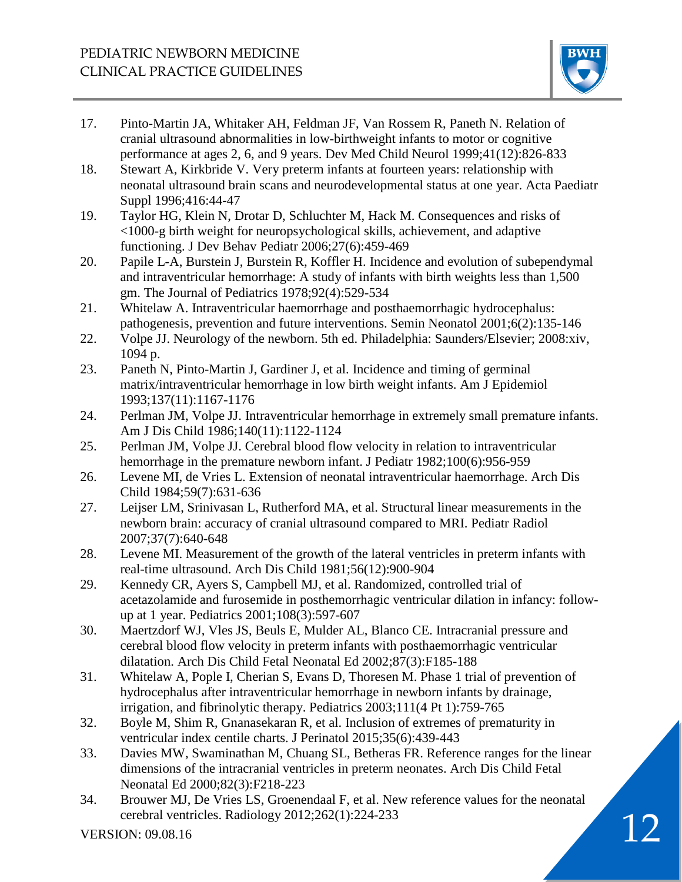17. Pinto-Martin JA, Whitaker AH, Feldman JF, Van Rossem R, Paneth N. Relation of cranial ultrasound abnormalities in low-birthweight infants to motor or cognitive performance at ages 2, 6, and 9 years. Dev Med Child Neurol 1999;41(12):826-833
18. Stewart A, Kirkbride V. Very preterm infants at fourteen years: relationship with neonatal ultrasound brain scans and neurodevelopmental status at one year. Acta Paediatr Suppl 1996;416:44-47
19. Taylor HG, Klein N, Drotar D, Schluchter M, Hack M. Consequences and risks of <1000-g birth weight for neuropsychological skills, achievement, and adaptive functioning. J Dev Behav Pediatr 2006;27(6):459-469
20. Papile L-A, Burstein J, Burstein R, Koffler H. Incidence and evolution of subependymal and intraventricular hemorrhage: A study of infants with birth weights less than 1,500 gm. The Journal of Pediatrics 1978;92(4):529-534
21. Whitelaw A. Intraventricular haemorrhage and posthaemorrhagic hydrocephalus: pathogenesis, prevention and future interventions. Semin Neonatol 2001;6(2):135-146
22. Volpe JJ. Neurology of the newborn. 5th ed. Philadelphia: Saunders/Elsevier; 2008:xiv, 1094 p.
23. Paneth N, Pinto-Martin J, Gardiner J, et al. Incidence and timing of germinal matrix/intraventricular hemorrhage in low birth weight infants. Am J Epidemiol 1993;137(11):1167-1176
24. Perlman JM, Volpe JJ. Intraventricular hemorrhage in extremely small premature infants. Am J Dis Child 1986;140(11):1122-1124
25. Perlman JM, Volpe JJ. Cerebral blood flow velocity in relation to intraventricular hemorrhage in the premature newborn infant. J Pediatr 1982;100(6):956-959
26. Levene MI, de Vries L. Extension of neonatal intraventricular haemorrhage. Arch Dis Child 1984;59(7):631-636
27. Leijser LM, Srinivasan L, Rutherford MA, et al. Structural linear measurements in the newborn brain: accuracy of cranial ultrasound compared to MRI. Pediatr Radiol 2007;37(7):640-648
28. Levene MI. Measurement of the growth of the lateral ventricles in preterm infants with real-time ultrasound. Arch Dis Child 1981;56(12):900-904
29. Kennedy CR, Ayers S, Campbell MJ, et al. Randomized, controlled trial of acetazolamide and furosemide in posthemorrhagic ventricular dilation in infancy: follow-up at 1 year. Pediatrics 2001;108(3):597-607
30. Maertzdorf WJ, Vles JS, Beuls E, Mulder AL, Blanco CE. Intracranial pressure and cerebral blood flow velocity in preterm infants with posthaemorrhagic ventricular dilatation. Arch Dis Child Fetal Neonatal Ed 2002;87(3):F185-188
31. Whitelaw A, Pople I, Cherian S, Evans D, Thoresen M. Phase 1 trial of prevention of hydrocephalus after intraventricular hemorrhage in newborn infants by drainage, irrigation, and fibrinolytic therapy. Pediatrics 2003;111(4 Pt 1):759-765
32. Boyle M, Shim R, Gnanasekaran R, et al. Inclusion of extremes of prematurity in ventricular index centile charts. J Perinatol 2015;35(6):439-443
33. Davies MW, Swaminathan M, Chuang SL, Betheras FR. Reference ranges for the linear dimensions of the intracranial ventricles in preterm neonates. Arch Dis Child Fetal Neonatal Ed 2000;82(3):F218-223
34. Brouwer MJ, De Vries LS, Groenendaal F, et al. New reference values for the neonatal cerebral ventricles. Radiology 2012;262(1):224-233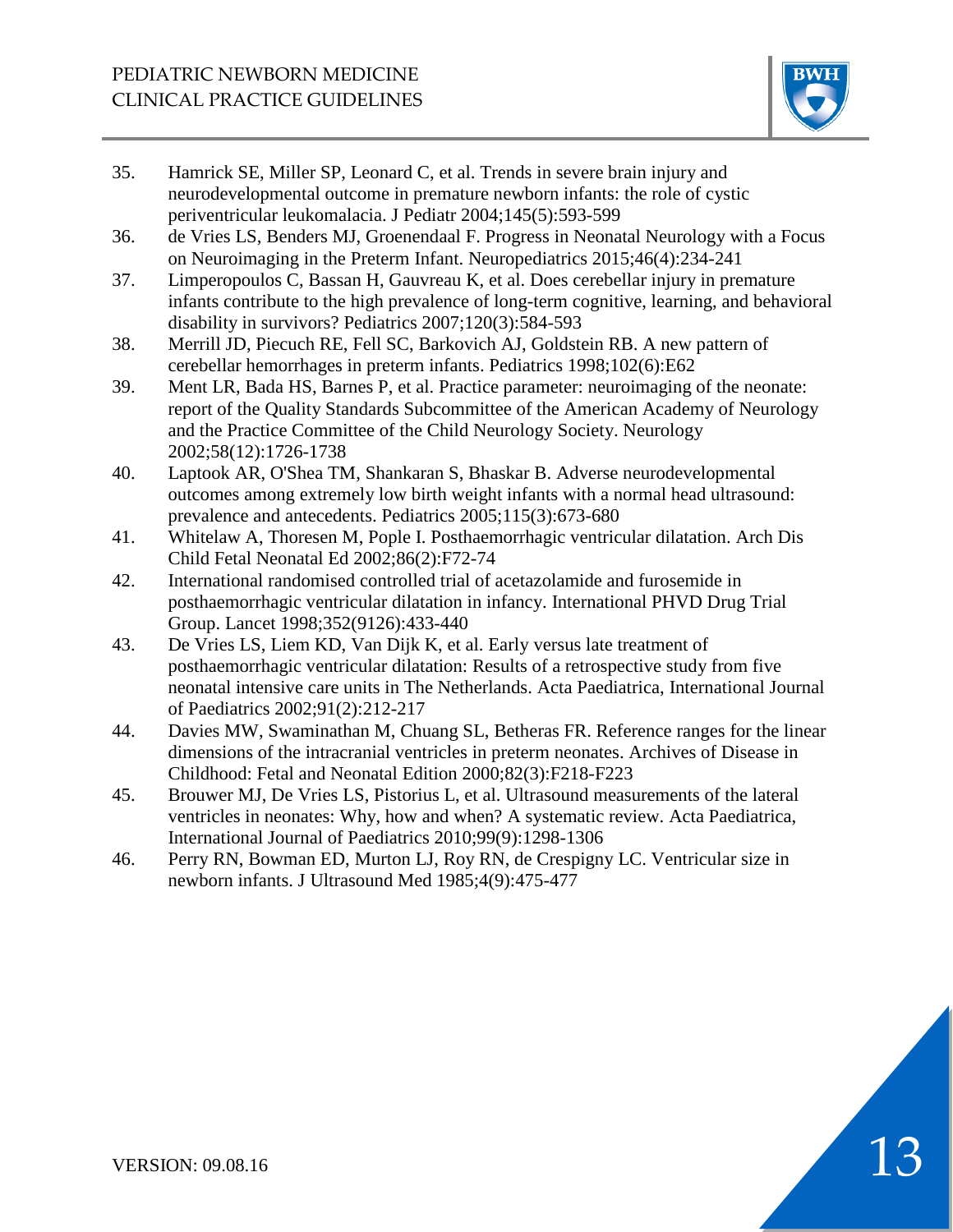35. Hamrick SE, Miller SP, Leonard C, et al. Trends in severe brain injury and neurodevelopmental outcome in premature newborn infants: the role of cystic periventricular leukomalacia. J Pediatr 2004;145(5):593-599
36. de Vries LS, Benders MJ, Groenendaal F. Progress in Neonatal Neurology with a Focus on Neuroimaging in the Preterm Infant. Neuropediatrics 2015;46(4):234-241
37. Limperopoulos C, Bassan H, Gauvreau K, et al. Does cerebellar injury in premature infants contribute to the high prevalence of long-term cognitive, learning, and behavioral disability in survivors? Pediatrics 2007;120(3):584-593
38. Merrill JD, Piecuch RE, Fell SC, Barkovich AJ, Goldstein RB. A new pattern of cerebellar hemorrhages in preterm infants. Pediatrics 1998;102(6):E62
39. Ment LR, Bada HS, Barnes P, et al. Practice parameter: neuroimaging of the neonate: report of the Quality Standards Subcommittee of the American Academy of Neurology and the Practice Committee of the Child Neurology Society. Neurology 2002;58(12):1726-1738
40. Laptook AR, O'Shea TM, Shankaran S, Bhaskar B. Adverse neurodevelopmental outcomes among extremely low birth weight infants with a normal head ultrasound: prevalence and antecedents. Pediatrics 2005;115(3):673-680
41. Whitelaw A, Thoresen M, Pople I. Posthaemorrhagic ventricular dilatation. Arch Dis Child Fetal Neonatal Ed 2002;86(2):F72-74
42. International randomised controlled trial of acetazolamide and furosemide in posthaemorrhagic ventricular dilatation in infancy. International PHVD Drug Trial Group. Lancet 1998;352(9126):433-440
43. De Vries LS, Liem KD, Van Dijk K, et al. Early versus late treatment of posthaemorrhagic ventricular dilatation: Results of a retrospective study from five neonatal intensive care units in The Netherlands. Acta Paediatrica, International Journal of Paediatrics 2002;91(2):212-217
44. Davies MW, Swaminathan M, Chuang SL, Betheras FR. Reference ranges for the linear dimensions of the intracranial ventricles in preterm neonates. Archives of Disease in Childhood: Fetal and Neonatal Edition 2000;82(3):F218-F223
45. Brouwer MJ, De Vries LS, Pistorius L, et al. Ultrasound measurements of the lateral ventricles in neonates: Why, how and when? A systematic review. Acta Paediatrica, International Journal of Paediatrics 2010;99(9):1298-1306
46. Perry RN, Bowman ED, Murton LJ, Roy RN, de Crespigny LC. Ventricular size in newborn infants. J Ultrasound Med 1985;4(9):475-477